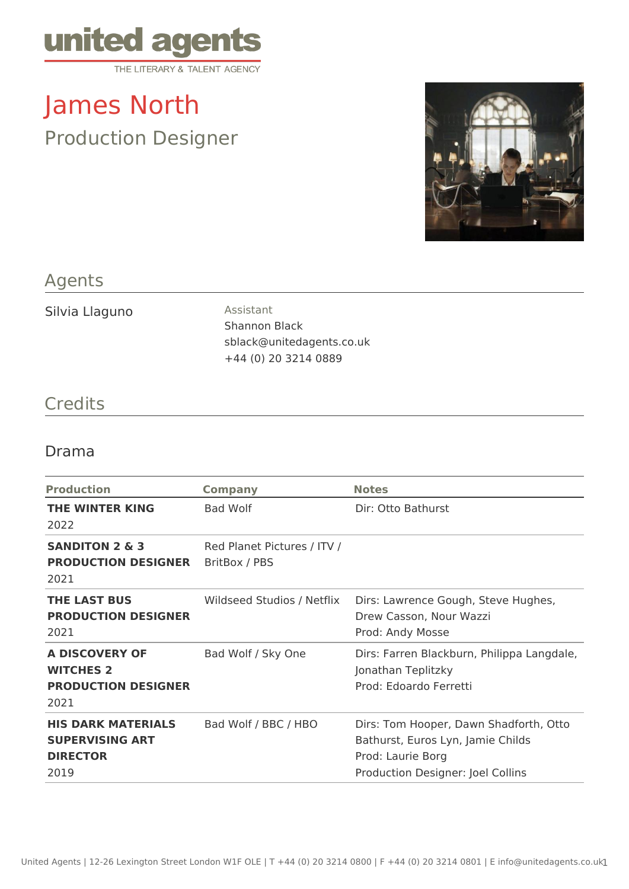united agents
THE LITERARY & TALENT AGENCY

# James North

## Production Designer

## Agents

Silvia Llaguno

Assistant
Shannon Black
sblack@unitedagents.co.uk
+44 (0) 20 3214 0889

## Credits

### Drama

| Production | Company | Notes |
|---|---|---|
| **THE WINTER KING** 2022 | Bad Wolf | Dir: Otto Bathurst |
| **SANDITON 2 & 3 PRODUCTION DESIGNER** 2021 | Red Planet Pictures / ITV / BritBox / PBS | |
| **THE LAST BUS PRODUCTION DESIGNER** 2021 | Wildseed Studios / Netflix | Dirs: Lawrence Gough, Steve Hughes, Drew Casson, Nour Wazzi<br>Prod: Andy Mosse |
| **A DISCOVERY OF WITCHES 2 PRODUCTION DESIGNER** 2021 | Bad Wolf / Sky One | Dirs: Farren Blackburn, Philippa Langdale, Jonathan Teplitzky<br>Prod: Edoardo Ferretti |
| **HIS DARK MATERIALS SUPERVISING ART DIRECTOR** 2019 | Bad Wolf / BBC / HBO | Dirs: Tom Hooper, Dawn Shadforth, Otto Bathurst, Euros Lyn, Jamie Childs<br>Prod: Laurie Borg<br>Production Designer: Joel Collins |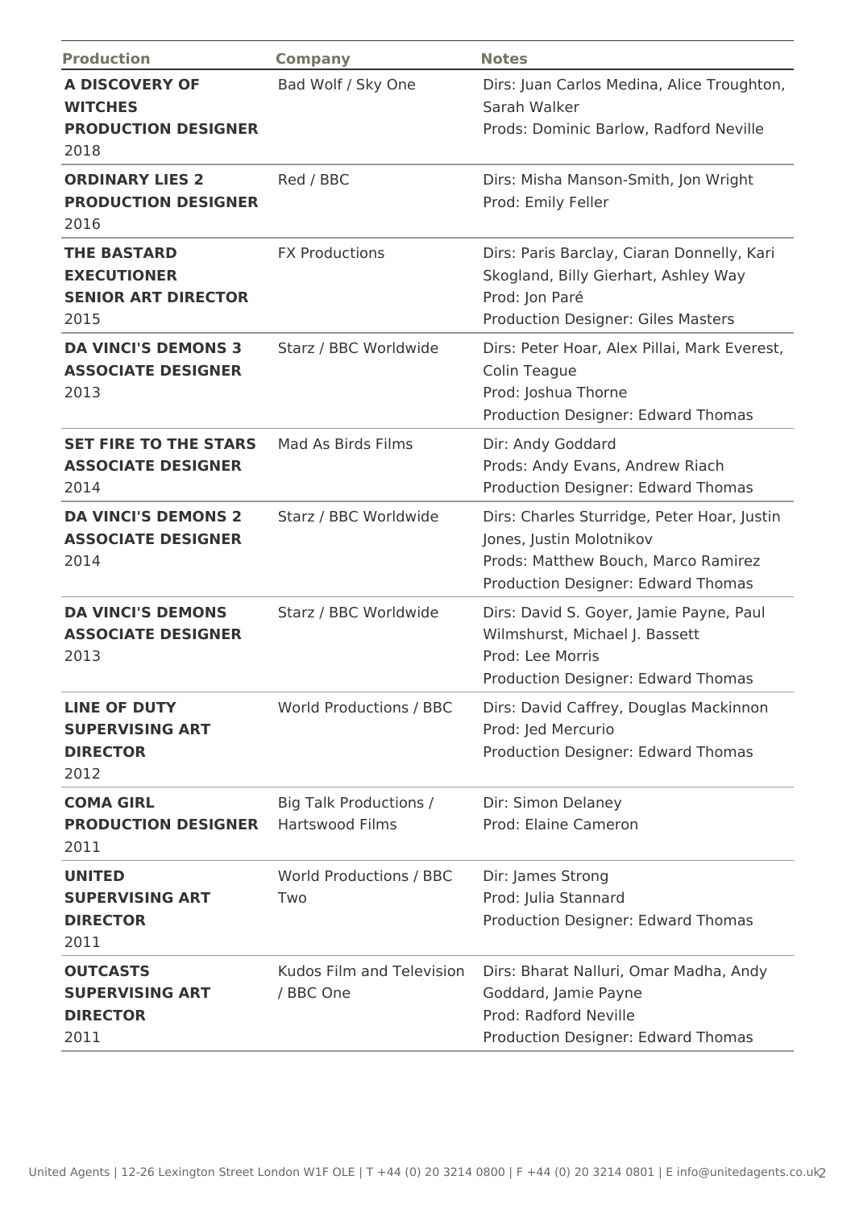| Production | Company | Notes |
|---|---|---|
| **A DISCOVERY OF WITCHES**<br>**PRODUCTION DESIGNER**<br>2018 | Bad Wolf / Sky One | Dirs: Juan Carlos Medina, Alice Troughton, Sarah Walker<br>Prods: Dominic Barlow, Radford Neville |
| **ORDINARY LIES 2**<br>**PRODUCTION DESIGNER**<br>2016 | Red / BBC | Dirs: Misha Manson-Smith, Jon Wright<br>Prod: Emily Feller |
| **THE BASTARD EXECUTIONER**<br>**SENIOR ART DIRECTOR**<br>2015 | FX Productions | Dirs: Paris Barclay, Ciaran Donnelly, Kari Skogland, Billy Gierhart, Ashley Way<br>Prod: Jon Paré<br>Production Designer: Giles Masters |
| **DA VINCI'S DEMONS 3**<br>**ASSOCIATE DESIGNER**<br>2013 | Starz / BBC Worldwide | Dirs: Peter Hoar, Alex Pillai, Mark Everest, Colin Teague<br>Prod: Joshua Thorne<br>Production Designer: Edward Thomas |
| **SET FIRE TO THE STARS**<br>**ASSOCIATE DESIGNER**<br>2014 | Mad As Birds Films | Dir: Andy Goddard<br>Prods: Andy Evans, Andrew Riach<br>Production Designer: Edward Thomas |
| **DA VINCI'S DEMONS 2**<br>**ASSOCIATE DESIGNER**<br>2014 | Starz / BBC Worldwide | Dirs: Charles Sturridge, Peter Hoar, Justin Jones, Justin Molotnikov<br>Prods: Matthew Bouch, Marco Ramirez<br>Production Designer: Edward Thomas |
| **DA VINCI'S DEMONS**<br>**ASSOCIATE DESIGNER**<br>2013 | Starz / BBC Worldwide | Dirs: David S. Goyer, Jamie Payne, Paul Wilmshurst, Michael J. Bassett<br>Prod: Lee Morris<br>Production Designer: Edward Thomas |
| **LINE OF DUTY**<br>**SUPERVISING ART DIRECTOR**<br>2012 | World Productions / BBC | Dirs: David Caffrey, Douglas Mackinnon<br>Prod: Jed Mercurio<br>Production Designer: Edward Thomas |
| **COMA GIRL**<br>**PRODUCTION DESIGNER**<br>2011 | Big Talk Productions / Hartswood Films | Dir: Simon Delaney<br>Prod: Elaine Cameron |
| **UNITED**<br>**SUPERVISING ART DIRECTOR**<br>2011 | World Productions / BBC Two | Dir: James Strong<br>Prod: Julia Stannard<br>Production Designer: Edward Thomas |
| **OUTCASTS**<br>**SUPERVISING ART DIRECTOR**<br>2011 | Kudos Film and Television / BBC One | Dirs: Bharat Nalluri, Omar Madha, Andy Goddard, Jamie Payne<br>Prod: Radford Neville<br>Production Designer: Edward Thomas |